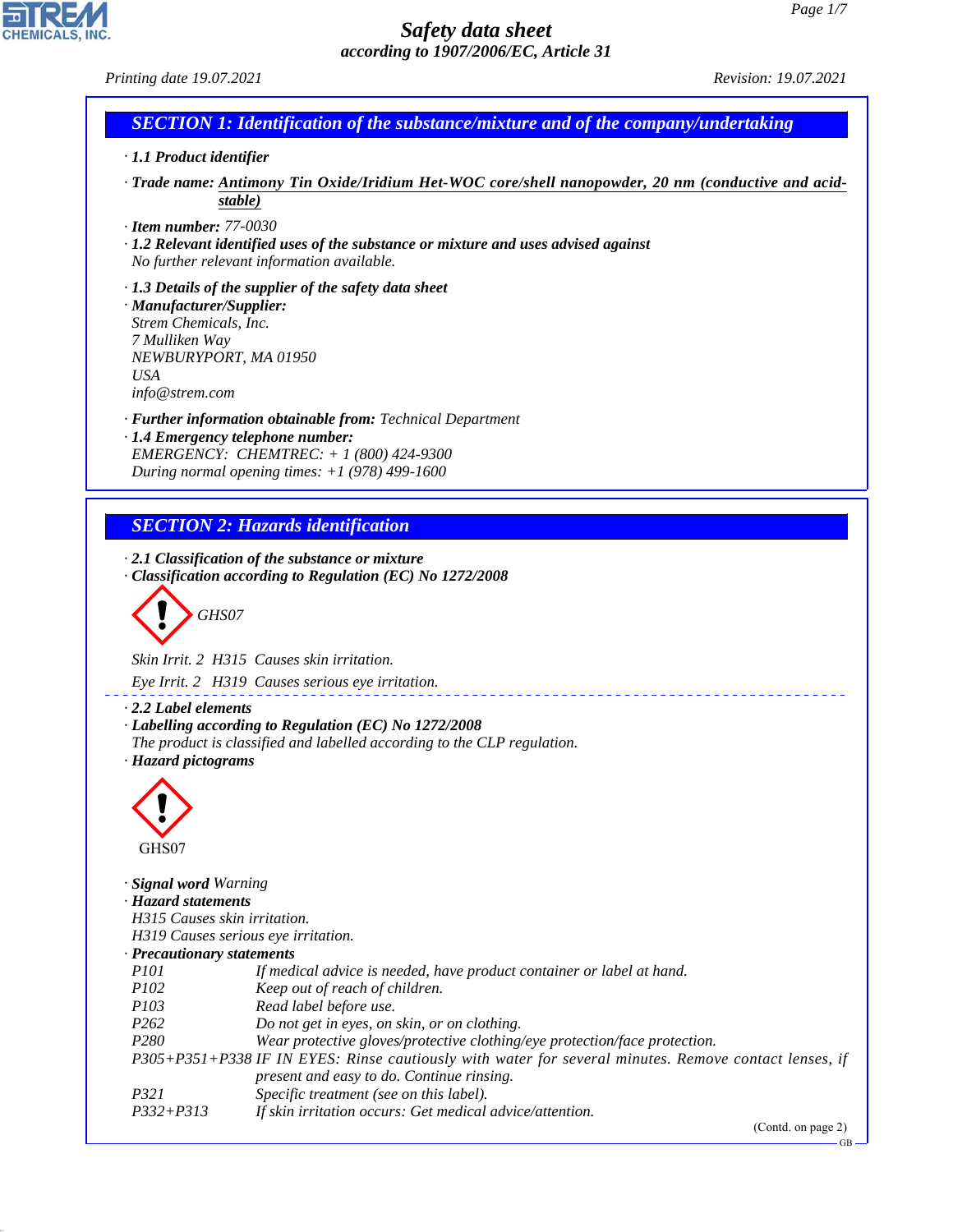# Safety data sheet

## according to 1907/2006/EC, Article 31

Printing date 19.07.2021 Revision: 19.07.2021

## SECTION 1: Identification of the substance/mixture and of the company/undertaking

· **1.1 Product identifier**

· **Trade name:** Antimony Tin Oxide/Iridium Het-WOC core/shell nanopowder, 20 nm (conductive and acid-stable)

· **Item number:** 77-0030

· **1.2 Relevant identified uses of the substance or mixture and uses advised against**
No further relevant information available.

· **1.3 Details of the supplier of the safety data sheet**

· **Manufacturer/Supplier:**
Strem Chemicals, Inc.
7 Mulliken Way
NEWBURYPORT, MA 01950
USA
info@strem.com

· **Further information obtainable from:** Technical Department

· **1.4 Emergency telephone number:**
EMERGENCY: CHEMTREC: + 1 (800) 424-9300
During normal opening times: +1 (978) 499-1600

## SECTION 2: Hazards identification

· **2.1 Classification of the substance or mixture**

· **Classification according to Regulation (EC) No 1272/2008**

GHS07

Skin Irrit. 2 H315 Causes skin irritation.

Eye Irrit. 2 H319 Causes serious eye irritation.

· **2.2 Label elements**

· **Labelling according to Regulation (EC) No 1272/2008**
The product is classified and labelled according to the CLP regulation.

· **Hazard pictograms**

GHS07

· **Signal word** Warning

· **Hazard statements**
H315 Causes skin irritation.
H319 Causes serious eye irritation.

· **Precautionary statements**

| | |
|---|---|
| P101 | If medical advice is needed, have product container or label at hand. |
| P102 | Keep out of reach of children. |
| P103 | Read label before use. |
| P262 | Do not get in eyes, on skin, or on clothing. |
| P280 | Wear protective gloves/protective clothing/eye protection/face protection. |
| P305+P351+P338 | IF IN EYES: Rinse cautiously with water for several minutes. Remove contact lenses, if present and easy to do. Continue rinsing. |
| P321 | Specific treatment (see on this label). |
| P332+P313 | If skin irritation occurs: Get medical advice/attention. |

(Contd. on page 2)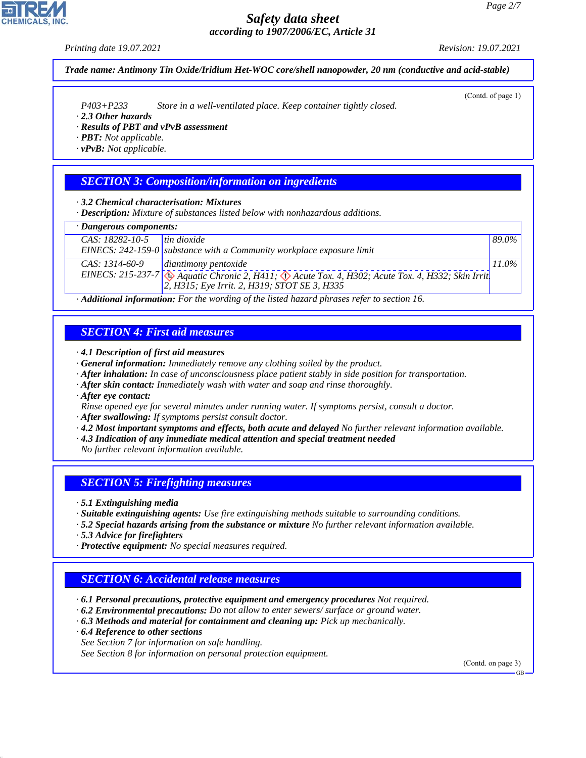**Trade name: Antimony Tin Oxide/Iridium Het-WOC core/shell nanopowder, 20 nm (conductive and acid-stable)**

(Contd. of page 1)

P403+P233 Store in a well-ventilated place. Keep container tightly closed.

· **2.3 Other hazards**
· **Results of PBT and vPvB assessment**
· **PBT:** Not applicable.
· **vPvB:** Not applicable.

## SECTION 3: Composition/information on ingredients

· **3.2 Chemical characterisation: Mixtures**
· **Description:** Mixture of substances listed below with nonhazardous additions.

| · Dangerous components: | | |
|---|---|---|
| CAS: 18282-10-5<br>EINECS: 242-159-0 | tin dioxide<br>substance with a Community workplace exposure limit | 89.0% |
| CAS: 1314-60-9<br>EINECS: 215-237-7 | diantimony pentoxide<br>Aquatic Chronic 2, H411; Acute Tox. 4, H302; Acute Tox. 4, H332; Skin Irrit. 2, H315; Eye Irrit. 2, H319; STOT SE 3, H335 | 11.0% |

· **Additional information:** For the wording of the listed hazard phrases refer to section 16.

## SECTION 4: First aid measures

· **4.1 Description of first aid measures**
· **General information:** Immediately remove any clothing soiled by the product.
· **After inhalation:** In case of unconsciousness place patient stably in side position for transportation.
· **After skin contact:** Immediately wash with water and soap and rinse thoroughly.
· **After eye contact:**
Rinse opened eye for several minutes under running water. If symptoms persist, consult a doctor.
· **After swallowing:** If symptoms persist consult doctor.
· **4.2 Most important symptoms and effects, both acute and delayed** No further relevant information available.
· **4.3 Indication of any immediate medical attention and special treatment needed**
No further relevant information available.

## SECTION 5: Firefighting measures

· **5.1 Extinguishing media**
· **Suitable extinguishing agents:** Use fire extinguishing methods suitable to surrounding conditions.
· **5.2 Special hazards arising from the substance or mixture** No further relevant information available.
· **5.3 Advice for firefighters**
· **Protective equipment:** No special measures required.

## SECTION 6: Accidental release measures

· **6.1 Personal precautions, protective equipment and emergency procedures** Not required.
· **6.2 Environmental precautions:** Do not allow to enter sewers/ surface or ground water.
· **6.3 Methods and material for containment and cleaning up:** Pick up mechanically.
· **6.4 Reference to other sections**
See Section 7 for information on safe handling.
See Section 8 for information on personal protection equipment.

(Contd. on page 3)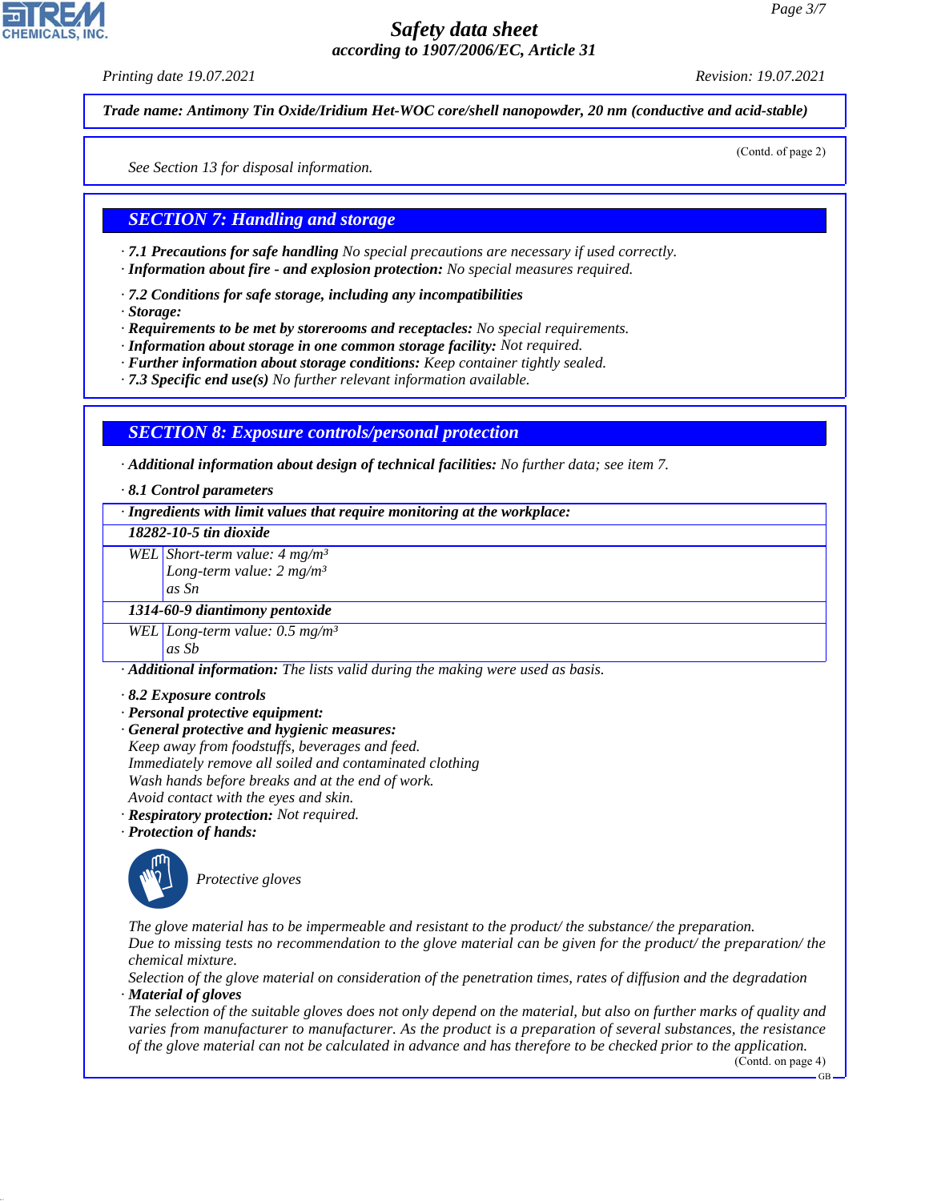**Trade name: Antimony Tin Oxide/Iridium Het-WOC core/shell nanopowder, 20 nm (conductive and acid-stable)**

(Contd. of page 2)

*See Section 13 for disposal information.*

## SECTION 7: Handling and storage

· **7.1 Precautions for safe handling** No special precautions are necessary if used correctly.
· **Information about fire - and explosion protection:** No special measures required.

· **7.2 Conditions for safe storage, including any incompatibilities**
· **Storage:**
· **Requirements to be met by storerooms and receptacles:** No special requirements.
· **Information about storage in one common storage facility:** Not required.
· **Further information about storage conditions:** Keep container tightly sealed.
· **7.3 Specific end use(s)** No further relevant information available.

## SECTION 8: Exposure controls/personal protection

· **Additional information about design of technical facilities:** No further data; see item 7.

· **8.1 Control parameters**

| · Ingredients with limit values that require monitoring at the workplace: | |
|---|---|
| **18282-10-5 tin dioxide** | |
| WEL | Short-term value: 4 mg/m³<br>Long-term value: 2 mg/m³<br>as Sn |
| **1314-60-9 diantimony pentoxide** | |
| WEL | Long-term value: 0.5 mg/m³<br>as Sb |

· **Additional information:** The lists valid during the making were used as basis.

· **8.2 Exposure controls**
· **Personal protective equipment:**
· **General protective and hygienic measures:**
Keep away from foodstuffs, beverages and feed.
Immediately remove all soiled and contaminated clothing
Wash hands before breaks and at the end of work.
Avoid contact with the eyes and skin.
· **Respiratory protection:** Not required.
· **Protection of hands:**

Protective gloves

The glove material has to be impermeable and resistant to the product/ the substance/ the preparation.
Due to missing tests no recommendation to the glove material can be given for the product/ the preparation/ the chemical mixture.
Selection of the glove material on consideration of the penetration times, rates of diffusion and the degradation
· **Material of gloves**
The selection of the suitable gloves does not only depend on the material, but also on further marks of quality and varies from manufacturer to manufacturer. As the product is a preparation of several substances, the resistance of the glove material can not be calculated in advance and has therefore to be checked prior to the application.

(Contd. on page 4)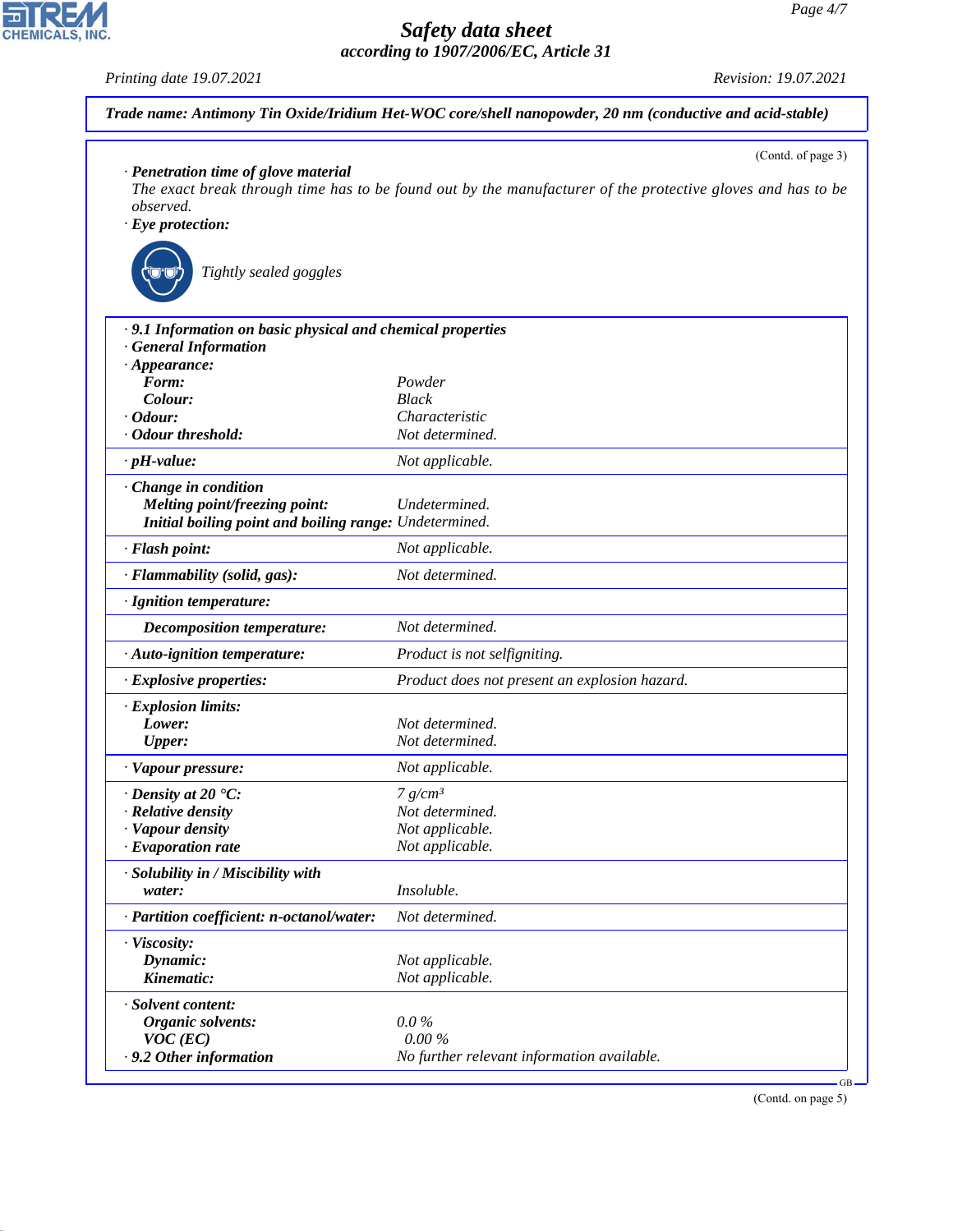**Trade name: Antimony Tin Oxide/Iridium Het-WOC core/shell nanopowder, 20 nm (conductive and acid-stable)**

(Contd. of page 3)

· **Penetration time of glove material**
The exact break through time has to be found out by the manufacturer of the protective gloves and has to be observed.

· **Eye protection:**

Tightly sealed goggles

· **9.1 Information on basic physical and chemical properties**

· **General Information**

| | |
|---|---|
| · **Appearance:** | |
| **Form:** | Powder |
| **Colour:** | Black |
| · **Odour:** | Characteristic |
| · **Odour threshold:** | Not determined. |
| · **pH-value:** | Not applicable. |
| · **Change in condition** | |
| **Melting point/freezing point:** | Undetermined. |
| **Initial boiling point and boiling range:** | Undetermined. |
| · **Flash point:** | Not applicable. |
| · **Flammability (solid, gas):** | Not determined. |
| · **Ignition temperature:** | |
| **Decomposition temperature:** | Not determined. |
| · **Auto-ignition temperature:** | Product is not selfigniting. |
| · **Explosive properties:** | Product does not present an explosion hazard. |
| · **Explosion limits:** | |
| **Lower:** | Not determined. |
| **Upper:** | Not determined. |
| · **Vapour pressure:** | Not applicable. |
| · **Density at 20 °C:** | 7 $g/cm^3$ |
| · **Relative density** | Not determined. |
| · **Vapour density** | Not applicable. |
| · **Evaporation rate** | Not applicable. |
| · **Solubility in / Miscibility with** | |
| **water:** | Insoluble. |
| · **Partition coefficient: n-octanol/water:** | Not determined. |
| · **Viscosity:** | |
| **Dynamic:** | Not applicable. |
| **Kinematic:** | Not applicable. |
| · **Solvent content:** | |
| **Organic solvents:** | 0.0 % |
| **VOC (EC)** | 0.00 % |
| · **9.2 Other information** | No further relevant information available. |

GB

(Contd. on page 5)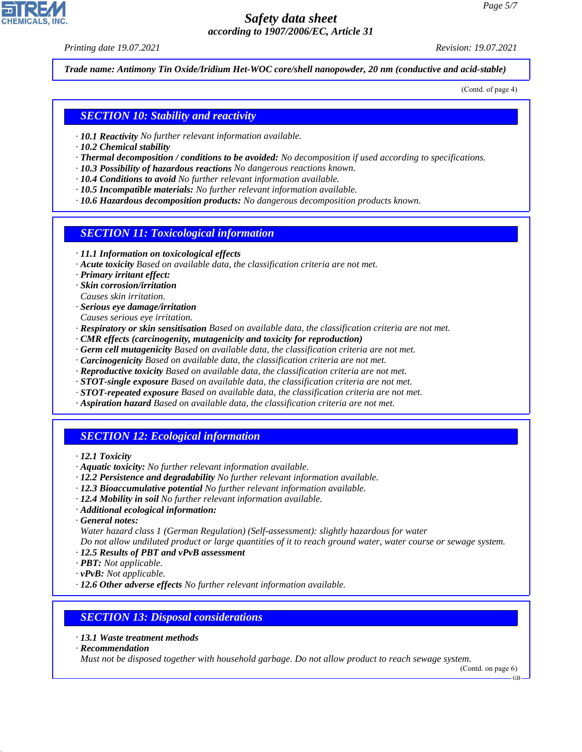**Trade name: Antimony Tin Oxide/Iridium Het-WOC core/shell nanopowder, 20 nm (conductive and acid-stable)**

(Contd. of page 4)

## SECTION 10: Stability and reactivity

- **10.1 Reactivity** No further relevant information available.
- **10.2 Chemical stability**
- **Thermal decomposition / conditions to be avoided:** No decomposition if used according to specifications.
- **10.3 Possibility of hazardous reactions** No dangerous reactions known.
- **10.4 Conditions to avoid** No further relevant information available.
- **10.5 Incompatible materials:** No further relevant information available.
- **10.6 Hazardous decomposition products:** No dangerous decomposition products known.

## SECTION 11: Toxicological information

- **11.1 Information on toxicological effects**
- **Acute toxicity** Based on available data, the classification criteria are not met.
- **Primary irritant effect:**
- **Skin corrosion/irritation**
  Causes skin irritation.
- **Serious eye damage/irritation**
  Causes serious eye irritation.
- **Respiratory or skin sensitisation** Based on available data, the classification criteria are not met.
- **CMR effects (carcinogenity, mutagenicity and toxicity for reproduction)**
- **Germ cell mutagenicity** Based on available data, the classification criteria are not met.
- **Carcinogenicity** Based on available data, the classification criteria are not met.
- **Reproductive toxicity** Based on available data, the classification criteria are not met.
- **STOT-single exposure** Based on available data, the classification criteria are not met.
- **STOT-repeated exposure** Based on available data, the classification criteria are not met.
- **Aspiration hazard** Based on available data, the classification criteria are not met.

## SECTION 12: Ecological information

- **12.1 Toxicity**
- **Aquatic toxicity:** No further relevant information available.
- **12.2 Persistence and degradability** No further relevant information available.
- **12.3 Bioaccumulative potential** No further relevant information available.
- **12.4 Mobility in soil** No further relevant information available.
- **Additional ecological information:**
- **General notes:**
  Water hazard class 1 (German Regulation) (Self-assessment): slightly hazardous for water
  Do not allow undiluted product or large quantities of it to reach ground water, water course or sewage system.
- **12.5 Results of PBT and vPvB assessment**
- **PBT:** Not applicable.
- **vPvB:** Not applicable.
- **12.6 Other adverse effects** No further relevant information available.

## SECTION 13: Disposal considerations

- **13.1 Waste treatment methods**
- **Recommendation**
  Must not be disposed together with household garbage. Do not allow product to reach sewage system.

(Contd. on page 6)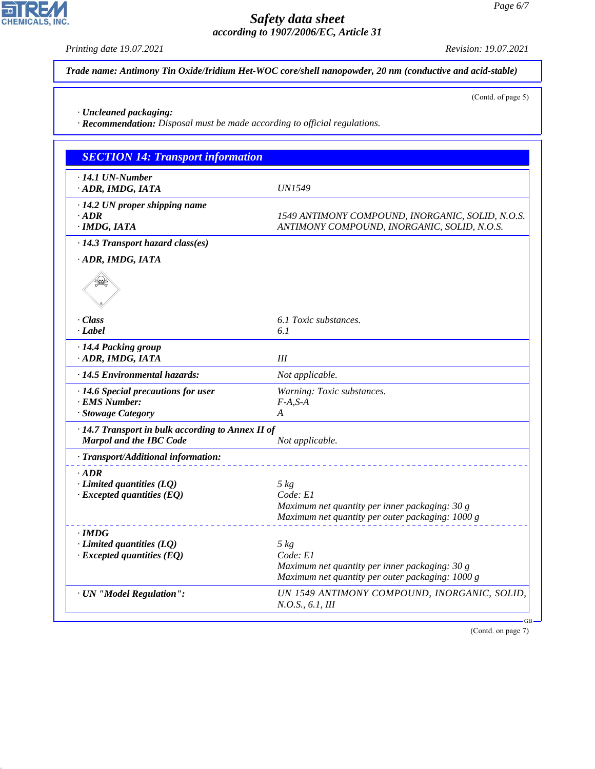**Trade name: Antimony Tin Oxide/Iridium Het-WOC core/shell nanopowder, 20 nm (conductive and acid-stable)**

(Contd. of page 5)

· **Uncleaned packaging:**
· **Recommendation:** Disposal must be made according to official regulations.

## SECTION 14: Transport information

| | |
|---|---|
| · **14.1 UN-Number** | |
| · **ADR, IMDG, IATA** | UN1549 |
| · **14.2 UN proper shipping name** | |
| · **ADR** | 1549 ANTIMONY COMPOUND, INORGANIC, SOLID, N.O.S. |
| · **IMDG, IATA** | ANTIMONY COMPOUND, INORGANIC, SOLID, N.O.S. |
| · **14.3 Transport hazard class(es)** | |
| · **ADR, IMDG, IATA** | |
| · **Class** | 6.1 Toxic substances. |
| · **Label** | 6.1 |
| · **14.4 Packing group** | |
| · **ADR, IMDG, IATA** | III |
| · **14.5 Environmental hazards:** | Not applicable. |
| · **14.6 Special precautions for user** | Warning: Toxic substances. |
| · **EMS Number:** | F-A,S-A |
| · **Stowage Category** | A |
| · **14.7 Transport in bulk according to Annex II of Marpol and the IBC Code** | Not applicable. |
| · **Transport/Additional information:** | |
| · **ADR** | |
| · **Limited quantities (LQ)** | 5 kg |
| · **Excepted quantities (EQ)** | Code: E1<br>Maximum net quantity per inner packaging: 30 g<br>Maximum net quantity per outer packaging: 1000 g |
| · **IMDG** | |
| · **Limited quantities (LQ)** | 5 kg |
| · **Excepted quantities (EQ)** | Code: E1<br>Maximum net quantity per inner packaging: 30 g<br>Maximum net quantity per outer packaging: 1000 g |
| · **UN "Model Regulation":** | UN 1549 ANTIMONY COMPOUND, INORGANIC, SOLID, N.O.S., 6.1, III |

(Contd. on page 7)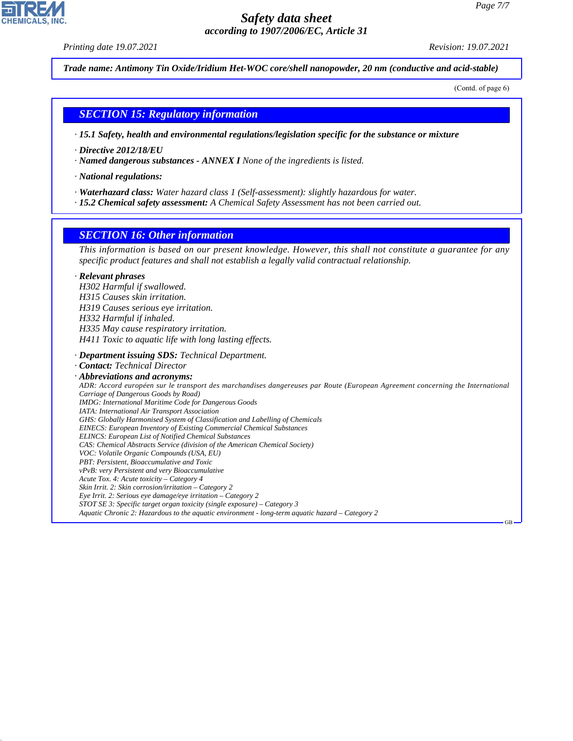Trade name: Antimony Tin Oxide/Iridium Het-WOC core/shell nanopowder, 20 nm (conductive and acid-stable)

(Contd. of page 6)

## SECTION 15: Regulatory information

· **15.1 Safety, health and environmental regulations/legislation specific for the substance or mixture**

· **Directive 2012/18/EU**
· **Named dangerous substances - ANNEX I** None of the ingredients is listed.

· **National regulations:**

· **Waterhazard class:** Water hazard class 1 (Self-assessment): slightly hazardous for water.
· **15.2 Chemical safety assessment:** A Chemical Safety Assessment has not been carried out.

## SECTION 16: Other information

This information is based on our present knowledge. However, this shall not constitute a guarantee for any specific product features and shall not establish a legally valid contractual relationship.

· **Relevant phrases**
H302 Harmful if swallowed.
H315 Causes skin irritation.
H319 Causes serious eye irritation.
H332 Harmful if inhaled.
H335 May cause respiratory irritation.
H411 Toxic to aquatic life with long lasting effects.

· **Department issuing SDS:** Technical Department.
· **Contact:** Technical Director
· **Abbreviations and acronyms:**
ADR: Accord européen sur le transport des marchandises dangereuses par Route (European Agreement concerning the International Carriage of Dangerous Goods by Road)
IMDG: International Maritime Code for Dangerous Goods
IATA: International Air Transport Association
GHS: Globally Harmonised System of Classification and Labelling of Chemicals
EINECS: European Inventory of Existing Commercial Chemical Substances
ELINCS: European List of Notified Chemical Substances
CAS: Chemical Abstracts Service (division of the American Chemical Society)
VOC: Volatile Organic Compounds (USA, EU)
PBT: Persistent, Bioaccumulative and Toxic
vPvB: very Persistent and very Bioaccumulative
Acute Tox. 4: Acute toxicity – Category 4
Skin Irrit. 2: Skin corrosion/irritation – Category 2
Eye Irrit. 2: Serious eye damage/eye irritation – Category 2
STOT SE 3: Specific target organ toxicity (single exposure) – Category 3
Aquatic Chronic 2: Hazardous to the aquatic environment - long-term aquatic hazard – Category 2

GB